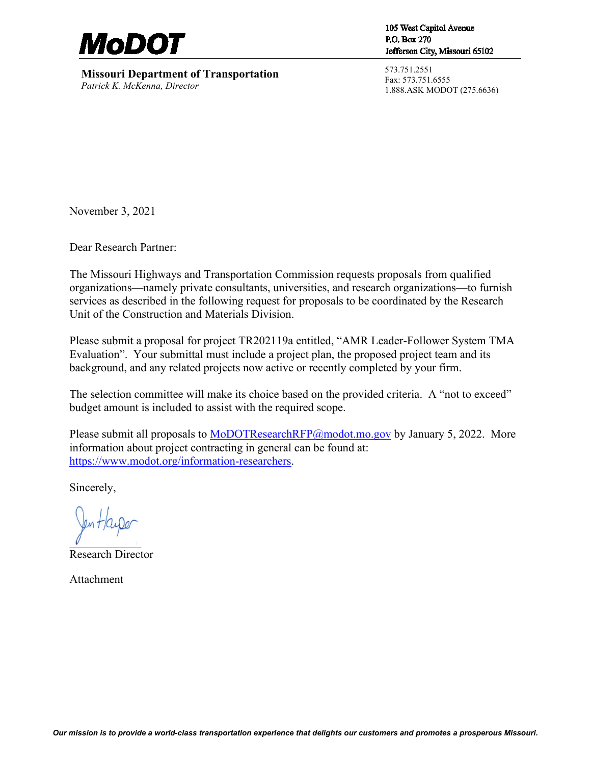# MoDOT

**Missouri Department of Transportation**
*Patrick K. McKenna, Director*

105 West Capitol Avenue
P.O. Box 270
Jefferson City, Missouri 65102

573.751.2551
Fax: 573.751.6555
1.888.ASK MODOT (275.6636)

November 3, 2021

Dear Research Partner:

The Missouri Highways and Transportation Commission requests proposals from qualified organizations—namely private consultants, universities, and research organizations—to furnish services as described in the following request for proposals to be coordinated by the Research Unit of the Construction and Materials Division.

Please submit a proposal for project TR202119a entitled, "AMR Leader-Follower System TMA Evaluation". Your submittal must include a project plan, the proposed project team and its background, and any related projects now active or recently completed by your firm.

The selection committee will make its choice based on the provided criteria. A "not to exceed" budget amount is included to assist with the required scope.

Please submit all proposals to [MoDOTResearchRFP@modot.mo.gov](mailto:MoDOTResearchRFP@modot.mo.gov) by January 5, 2022. More information about project contracting in general can be found at: [https://www.modot.org/information-researchers](https://www.modot.org/information-researchers).

Sincerely,

Jen Harper

Research Director

Attachment

*Our mission is to provide a world-class transportation experience that delights our customers and promotes a prosperous Missouri.*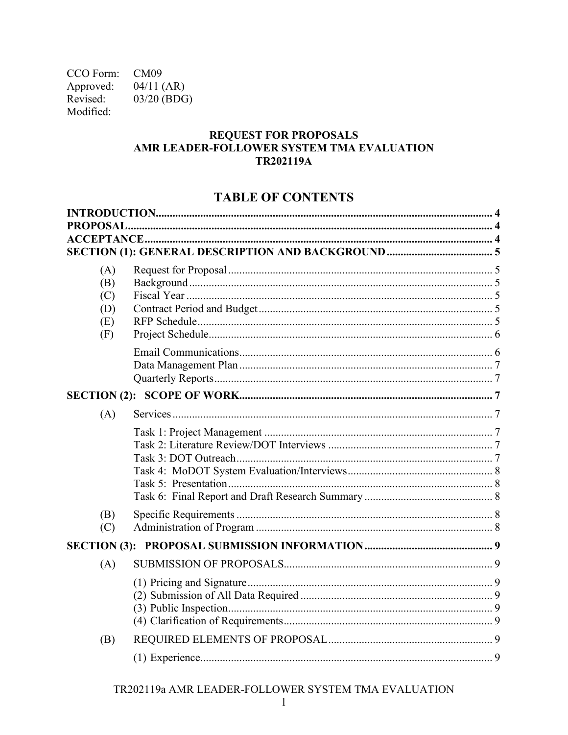CCO Form: CM09
Approved: 04/11 (AR)
Revised: 03/20 (BDG)
Modified:

**REQUEST FOR PROPOSALS**
**AMR LEADER-FOLLOWER SYSTEM TMA EVALUATION**
**TR202119A**

# TABLE OF CONTENTS

**INTRODUCTION** .......... 4
**PROPOSAL** .......... 4
**ACCEPTANCE** .......... 4
**SECTION (1): GENERAL DESCRIPTION AND BACKGROUND** .......... 5

- (A) Request for Proposal .......... 5
- (B) Background .......... 5
- (C) Fiscal Year .......... 5
- (D) Contract Period and Budget .......... 5
- (E) RFP Schedule .......... 5
- (F) Project Schedule .......... 6
  - Email Communications .......... 6
  - Data Management Plan .......... 7
  - Quarterly Reports .......... 7

**SECTION (2): SCOPE OF WORK** .......... 7

- (A) Services .......... 7
  - Task 1: Project Management .......... 7
  - Task 2: Literature Review/DOT Interviews .......... 7
  - Task 3: DOT Outreach .......... 7
  - Task 4: MoDOT System Evaluation/Interviews .......... 8
  - Task 5: Presentation .......... 8
  - Task 6: Final Report and Draft Research Summary .......... 8
- (B) Specific Requirements .......... 8
- (C) Administration of Program .......... 8

**SECTION (3): PROPOSAL SUBMISSION INFORMATION** .......... 9

- (A) SUBMISSION OF PROPOSALS .......... 9
  - (1) Pricing and Signature .......... 9
  - (2) Submission of All Data Required .......... 9
  - (3) Public Inspection .......... 9
  - (4) Clarification of Requirements .......... 9
- (B) REQUIRED ELEMENTS OF PROPOSAL .......... 9
  - (1) Experience .......... 9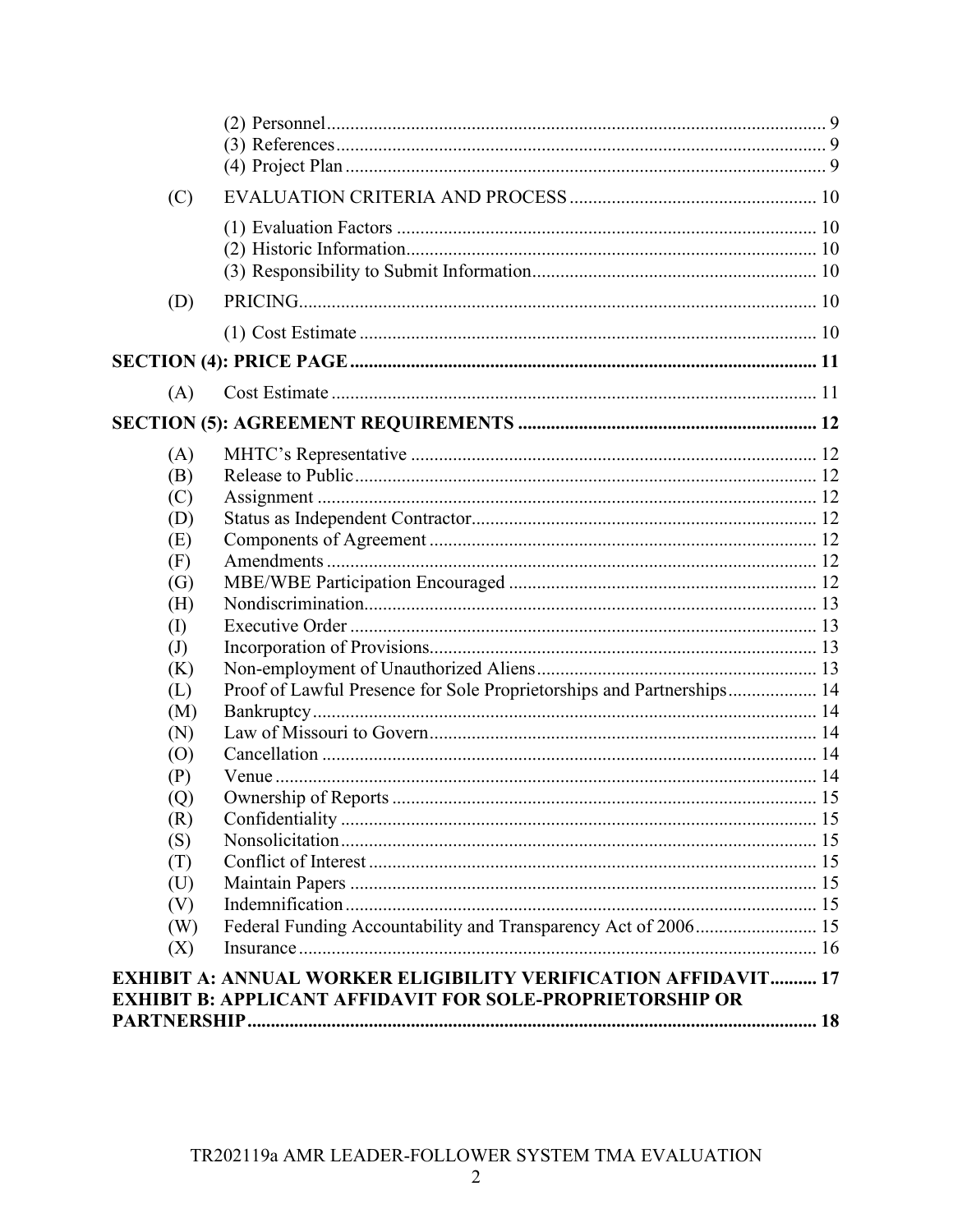(2) Personnel .......... 9
(3) References .......... 9
(4) Project Plan .......... 9

(C) EVALUATION CRITERIA AND PROCESS .......... 10

(1) Evaluation Factors .......... 10
(2) Historic Information .......... 10
(3) Responsibility to Submit Information .......... 10

(D) PRICING .......... 10

(1) Cost Estimate .......... 10

**SECTION (4): PRICE PAGE .......... 11**

(A) Cost Estimate .......... 11

**SECTION (5): AGREEMENT REQUIREMENTS .......... 12**

(A) MHTC's Representative .......... 12
(B) Release to Public .......... 12
(C) Assignment .......... 12
(D) Status as Independent Contractor .......... 12
(E) Components of Agreement .......... 12
(F) Amendments .......... 12
(G) MBE/WBE Participation Encouraged .......... 12
(H) Nondiscrimination .......... 13
(I) Executive Order .......... 13
(J) Incorporation of Provisions .......... 13
(K) Non-employment of Unauthorized Aliens .......... 13
(L) Proof of Lawful Presence for Sole Proprietorships and Partnerships .......... 14
(M) Bankruptcy .......... 14
(N) Law of Missouri to Govern .......... 14
(O) Cancellation .......... 14
(P) Venue .......... 14
(Q) Ownership of Reports .......... 15
(R) Confidentiality .......... 15
(S) Nonsolicitation .......... 15
(T) Conflict of Interest .......... 15
(U) Maintain Papers .......... 15
(V) Indemnification .......... 15
(W) Federal Funding Accountability and Transparency Act of 2006 .......... 15
(X) Insurance .......... 16

**EXHIBIT A: ANNUAL WORKER ELIGIBILITY VERIFICATION AFFIDAVIT .......... 17**
**EXHIBIT B: APPLICANT AFFIDAVIT FOR SOLE-PROPRIETORSHIP OR PARTNERSHIP .......... 18**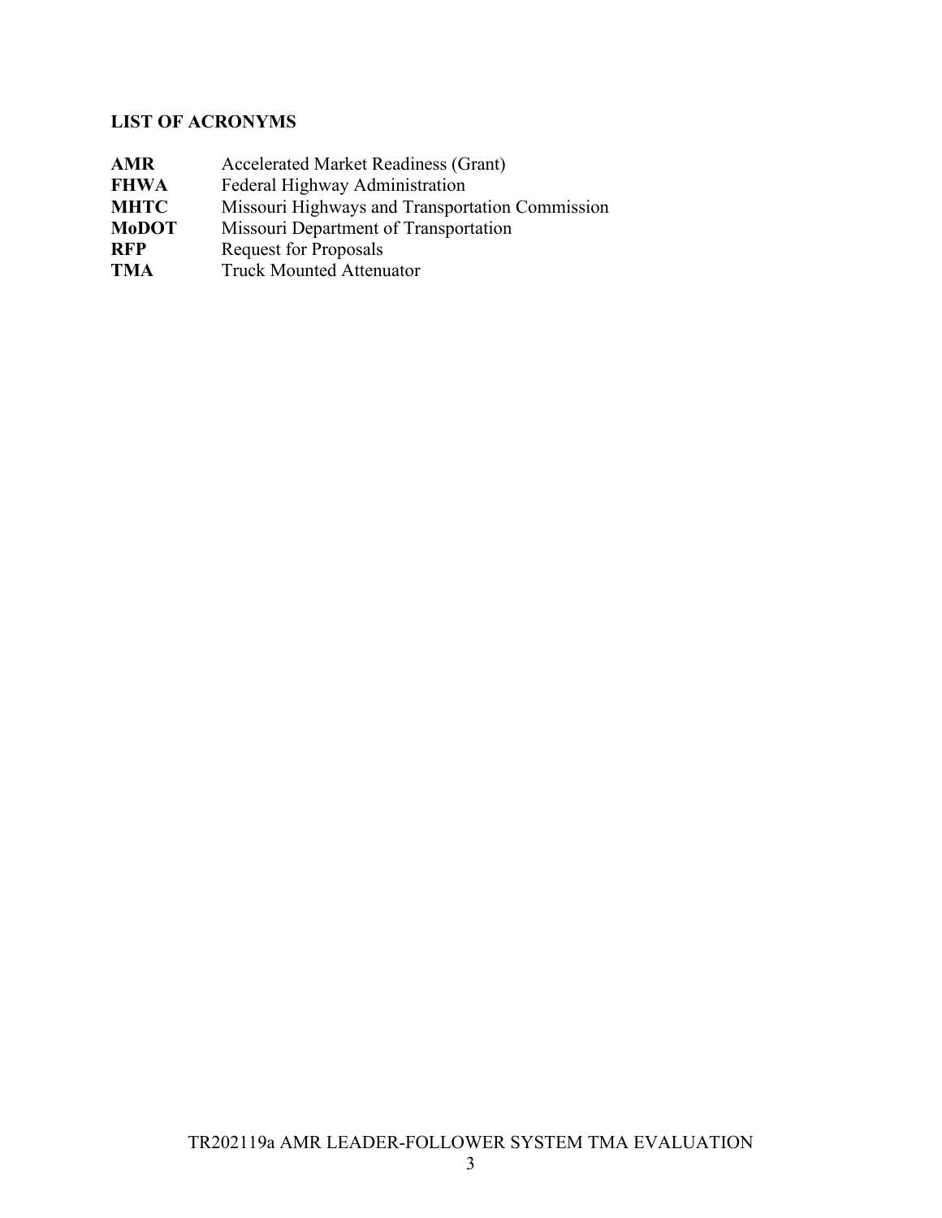## LIST OF ACRONYMS

| | |
|---|---|
| **AMR** | Accelerated Market Readiness (Grant) |
| **FHWA** | Federal Highway Administration |
| **MHTC** | Missouri Highways and Transportation Commission |
| **MoDOT** | Missouri Department of Transportation |
| **RFP** | Request for Proposals |
| **TMA** | Truck Mounted Attenuator |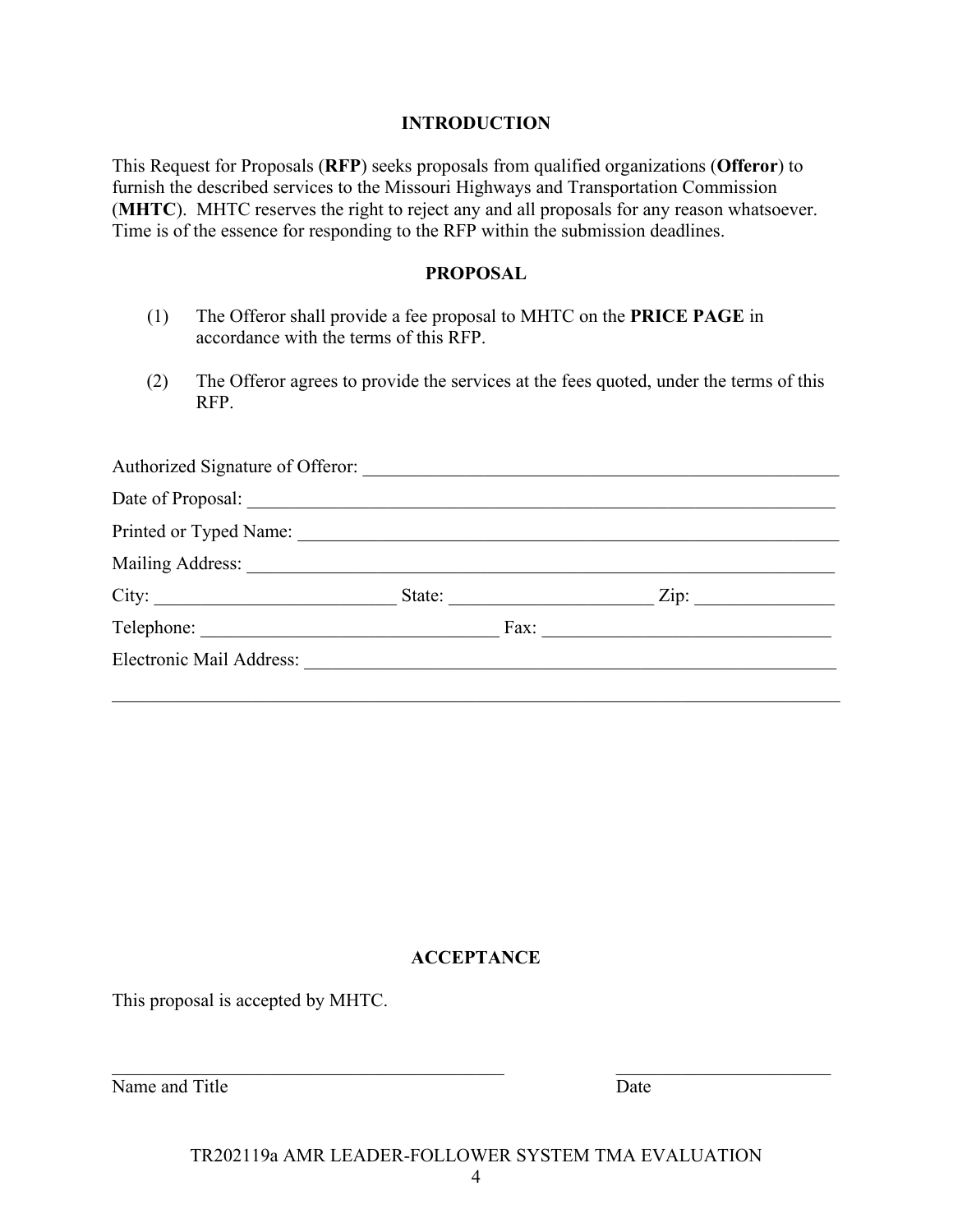## INTRODUCTION

This Request for Proposals (**RFP**) seeks proposals from qualified organizations (**Offeror**) to furnish the described services to the Missouri Highways and Transportation Commission (**MHTC**). MHTC reserves the right to reject any and all proposals for any reason whatsoever. Time is of the essence for responding to the RFP within the submission deadlines.

## PROPOSAL

(1) The Offeror shall provide a fee proposal to MHTC on the **PRICE PAGE** in accordance with the terms of this RFP.

(2) The Offeror agrees to provide the services at the fees quoted, under the terms of this RFP.

Authorized Signature of Offeror: ______________________________________________

Date of Proposal: ______________________________________________

Printed or Typed Name: ______________________________________________

Mailing Address: ______________________________________________

City: ________________________ State: ____________________ Zip: ______________

Telephone: ______________________________ Fax: ______________________________

Electronic Mail Address: ______________________________________________

______________________________________________________________________

## ACCEPTANCE

This proposal is accepted by MHTC.

__________________________________________ ________________________

Name and Title Date

TR202119a AMR LEADER-FOLLOWER SYSTEM TMA EVALUATION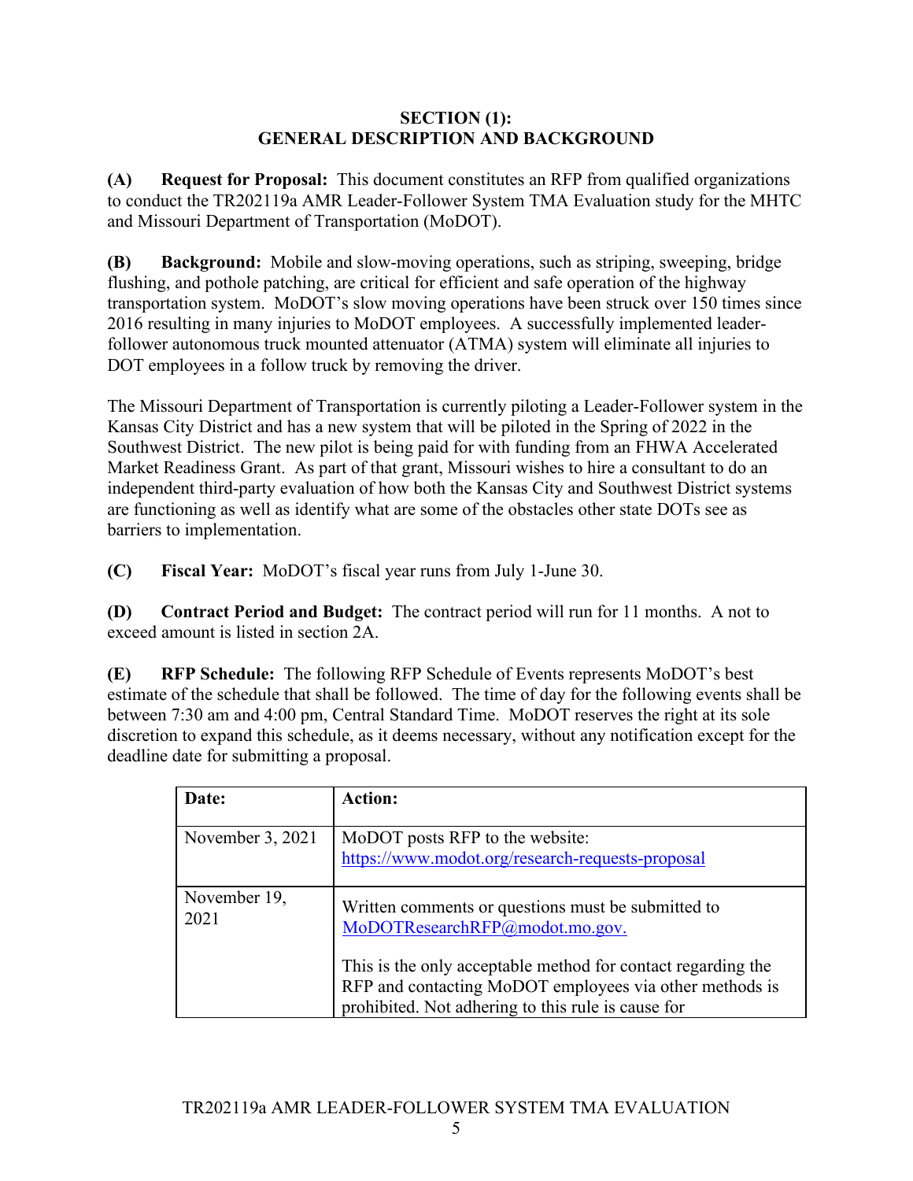# SECTION (1): GENERAL DESCRIPTION AND BACKGROUND

**(A) Request for Proposal:** This document constitutes an RFP from qualified organizations to conduct the TR202119a AMR Leader-Follower System TMA Evaluation study for the MHTC and Missouri Department of Transportation (MoDOT).

**(B) Background:** Mobile and slow-moving operations, such as striping, sweeping, bridge flushing, and pothole patching, are critical for efficient and safe operation of the highway transportation system. MoDOT's slow moving operations have been struck over 150 times since 2016 resulting in many injuries to MoDOT employees. A successfully implemented leader-follower autonomous truck mounted attenuator (ATMA) system will eliminate all injuries to DOT employees in a follow truck by removing the driver.

The Missouri Department of Transportation is currently piloting a Leader-Follower system in the Kansas City District and has a new system that will be piloted in the Spring of 2022 in the Southwest District. The new pilot is being paid for with funding from an FHWA Accelerated Market Readiness Grant. As part of that grant, Missouri wishes to hire a consultant to do an independent third-party evaluation of how both the Kansas City and Southwest District systems are functioning as well as identify what are some of the obstacles other state DOTs see as barriers to implementation.

**(C) Fiscal Year:** MoDOT's fiscal year runs from July 1-June 30.

**(D) Contract Period and Budget:** The contract period will run for 11 months. A not to exceed amount is listed in section 2A.

**(E) RFP Schedule:** The following RFP Schedule of Events represents MoDOT's best estimate of the schedule that shall be followed. The time of day for the following events shall be between 7:30 am and 4:00 pm, Central Standard Time. MoDOT reserves the right at its sole discretion to expand this schedule, as it deems necessary, without any notification except for the deadline date for submitting a proposal.

| Date: | Action: |
|---|---|
| November 3, 2021 | MoDOT posts RFP to the website: https://www.modot.org/research-requests-proposal |
| November 19, 2021 | Written comments or questions must be submitted to MoDOTResearchRFP@modot.mo.gov.<br><br>This is the only acceptable method for contact regarding the RFP and contacting MoDOT employees via other methods is prohibited. Not adhering to this rule is cause for |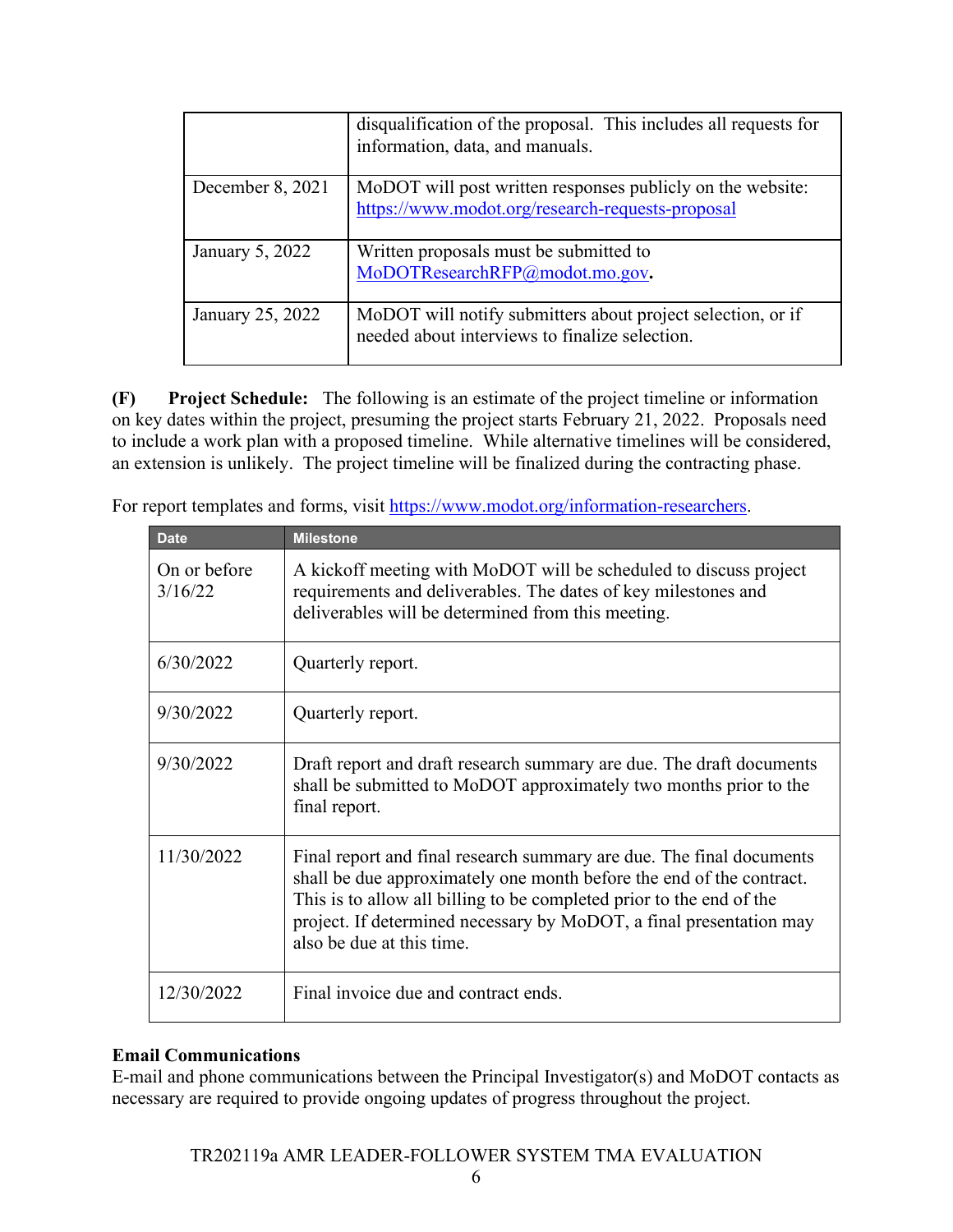|  |  |
|---|---|
|  | disqualification of the proposal. This includes all requests for information, data, and manuals. |
| December 8, 2021 | MoDOT will post written responses publicly on the website: https://www.modot.org/research-requests-proposal |
| January 5, 2022 | Written proposals must be submitted to MoDOTResearchRFP@modot.mo.gov. |
| January 25, 2022 | MoDOT will notify submitters about project selection, or if needed about interviews to finalize selection. |

**(F) Project Schedule:** The following is an estimate of the project timeline or information on key dates within the project, presuming the project starts February 21, 2022. Proposals need to include a work plan with a proposed timeline. While alternative timelines will be considered, an extension is unlikely. The project timeline will be finalized during the contracting phase.

For report templates and forms, visit https://www.modot.org/information-researchers.

| Date | Milestone |
|---|---|
| On or before 3/16/22 | A kickoff meeting with MoDOT will be scheduled to discuss project requirements and deliverables. The dates of key milestones and deliverables will be determined from this meeting. |
| 6/30/2022 | Quarterly report. |
| 9/30/2022 | Quarterly report. |
| 9/30/2022 | Draft report and draft research summary are due. The draft documents shall be submitted to MoDOT approximately two months prior to the final report. |
| 11/30/2022 | Final report and final research summary are due. The final documents shall be due approximately one month before the end of the contract. This is to allow all billing to be completed prior to the end of the project. If determined necessary by MoDOT, a final presentation may also be due at this time. |
| 12/30/2022 | Final invoice due and contract ends. |

**Email Communications**

E-mail and phone communications between the Principal Investigator(s) and MoDOT contacts as necessary are required to provide ongoing updates of progress throughout the project.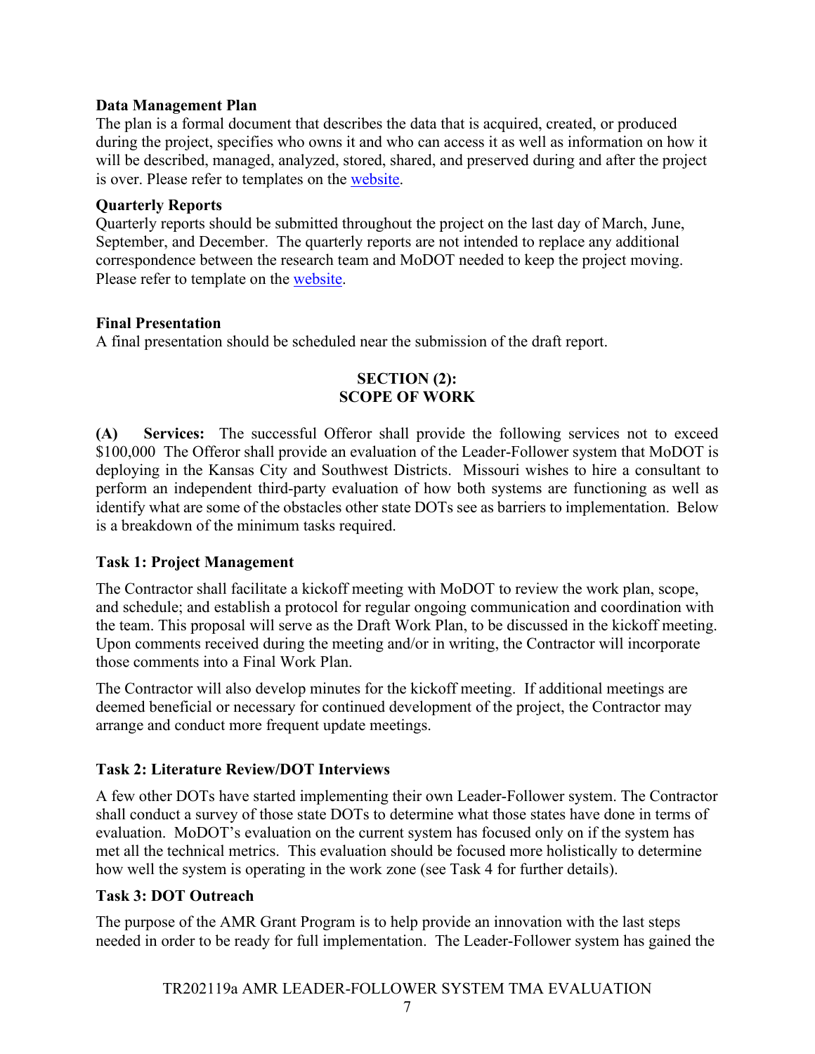**Data Management Plan**

The plan is a formal document that describes the data that is acquired, created, or produced during the project, specifies who owns it and who can access it as well as information on how it will be described, managed, analyzed, stored, shared, and preserved during and after the project is over. Please refer to templates on the website.

**Quarterly Reports**

Quarterly reports should be submitted throughout the project on the last day of March, June, September, and December. The quarterly reports are not intended to replace any additional correspondence between the research team and MoDOT needed to keep the project moving. Please refer to template on the website.

**Final Presentation**

A final presentation should be scheduled near the submission of the draft report.

## SECTION (2): SCOPE OF WORK

**(A) Services:** The successful Offeror shall provide the following services not to exceed $100,000 The Offeror shall provide an evaluation of the Leader-Follower system that MoDOT is deploying in the Kansas City and Southwest Districts. Missouri wishes to hire a consultant to perform an independent third-party evaluation of how both systems are functioning as well as identify what are some of the obstacles other state DOTs see as barriers to implementation. Below is a breakdown of the minimum tasks required.

**Task 1: Project Management**

The Contractor shall facilitate a kickoff meeting with MoDOT to review the work plan, scope, and schedule; and establish a protocol for regular ongoing communication and coordination with the team. This proposal will serve as the Draft Work Plan, to be discussed in the kickoff meeting. Upon comments received during the meeting and/or in writing, the Contractor will incorporate those comments into a Final Work Plan.

The Contractor will also develop minutes for the kickoff meeting. If additional meetings are deemed beneficial or necessary for continued development of the project, the Contractor may arrange and conduct more frequent update meetings.

**Task 2: Literature Review/DOT Interviews**

A few other DOTs have started implementing their own Leader-Follower system. The Contractor shall conduct a survey of those state DOTs to determine what those states have done in terms of evaluation. MoDOT's evaluation on the current system has focused only on if the system has met all the technical metrics. This evaluation should be focused more holistically to determine how well the system is operating in the work zone (see Task 4 for further details).

**Task 3: DOT Outreach**

The purpose of the AMR Grant Program is to help provide an innovation with the last steps needed in order to be ready for full implementation. The Leader-Follower system has gained the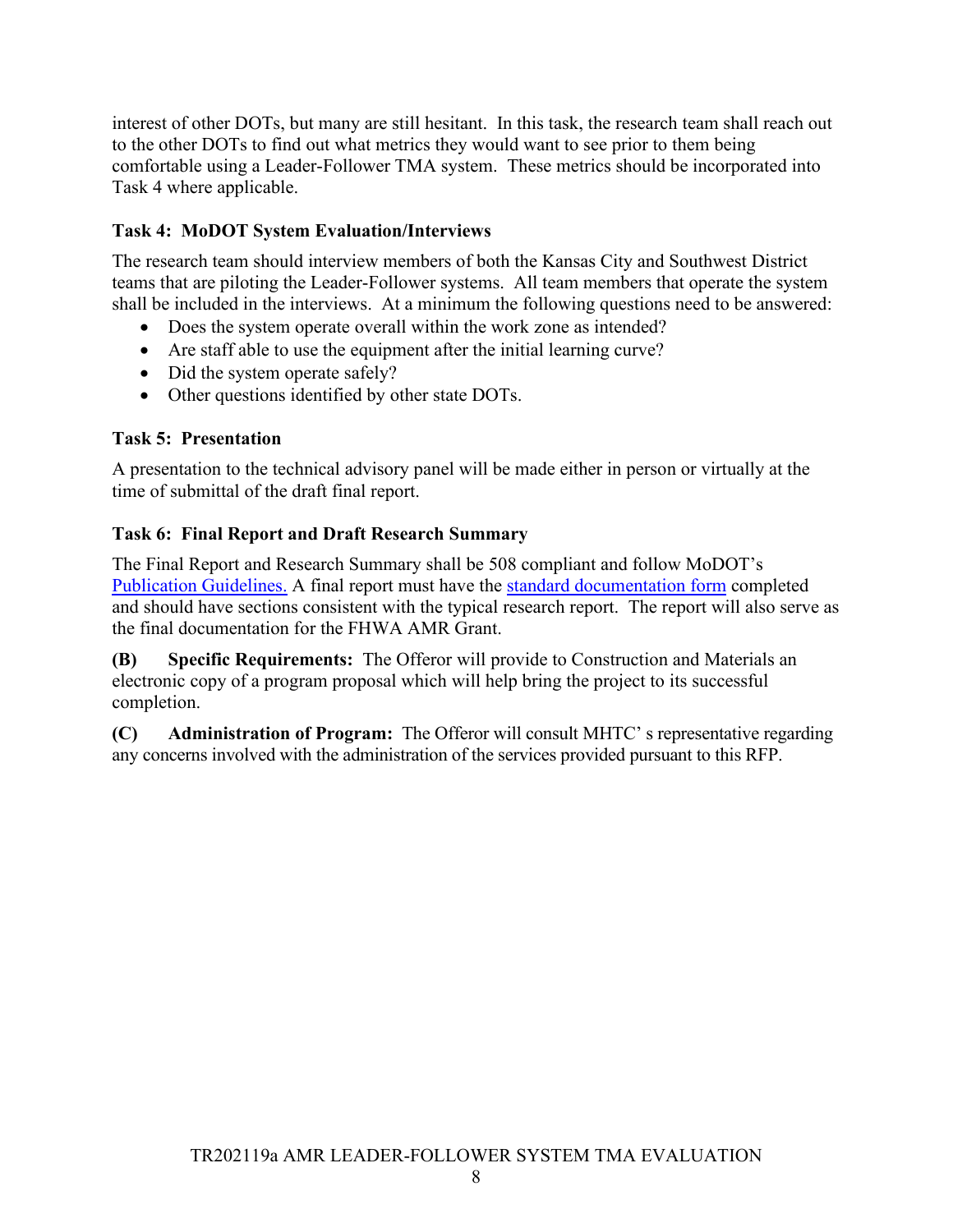interest of other DOTs, but many are still hesitant. In this task, the research team shall reach out to the other DOTs to find out what metrics they would want to see prior to them being comfortable using a Leader-Follower TMA system. These metrics should be incorporated into Task 4 where applicable.

**Task 4: MoDOT System Evaluation/Interviews**

The research team should interview members of both the Kansas City and Southwest District teams that are piloting the Leader-Follower systems. All team members that operate the system shall be included in the interviews. At a minimum the following questions need to be answered:

- Does the system operate overall within the work zone as intended?
- Are staff able to use the equipment after the initial learning curve?
- Did the system operate safely?
- Other questions identified by other state DOTs.

**Task 5: Presentation**

A presentation to the technical advisory panel will be made either in person or virtually at the time of submittal of the draft final report.

**Task 6: Final Report and Draft Research Summary**

The Final Report and Research Summary shall be 508 compliant and follow MoDOT's Publication Guidelines. A final report must have the standard documentation form completed and should have sections consistent with the typical research report. The report will also serve as the final documentation for the FHWA AMR Grant.

**(B) Specific Requirements:** The Offeror will provide to Construction and Materials an electronic copy of a program proposal which will help bring the project to its successful completion.

**(C) Administration of Program:** The Offeror will consult MHTC' s representative regarding any concerns involved with the administration of the services provided pursuant to this RFP.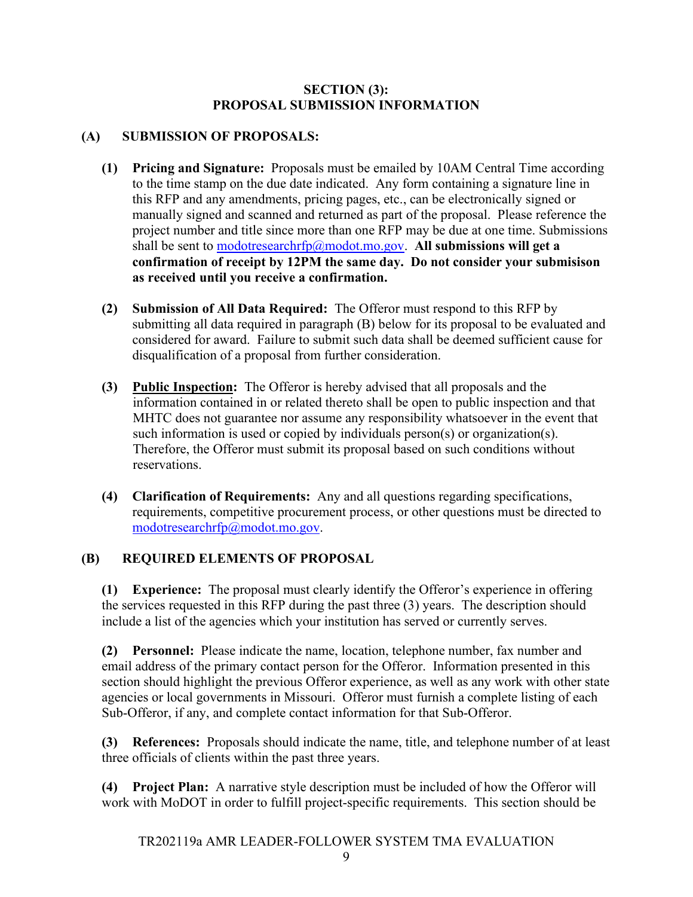## SECTION (3):
## PROPOSAL SUBMISSION INFORMATION

### (A) SUBMISSION OF PROPOSALS:

**(1) Pricing and Signature:** Proposals must be emailed by 10AM Central Time according to the time stamp on the due date indicated. Any form containing a signature line in this RFP and any amendments, pricing pages, etc., can be electronically signed or manually signed and scanned and returned as part of the proposal. Please reference the project number and title since more than one RFP may be due at one time. Submissions shall be sent to modotresearchrfp@modot.mo.gov. **All submissions will get a confirmation of receipt by 12PM the same day. Do not consider your submisison as received until you receive a confirmation.**

**(2) Submission of All Data Required:** The Offeror must respond to this RFP by submitting all data required in paragraph (B) below for its proposal to be evaluated and considered for award. Failure to submit such data shall be deemed sufficient cause for disqualification of a proposal from further consideration.

**(3) Public Inspection:** The Offeror is hereby advised that all proposals and the information contained in or related thereto shall be open to public inspection and that MHTC does not guarantee nor assume any responsibility whatsoever in the event that such information is used or copied by individuals person(s) or organization(s). Therefore, the Offeror must submit its proposal based on such conditions without reservations.

**(4) Clarification of Requirements:** Any and all questions regarding specifications, requirements, competitive procurement process, or other questions must be directed to modotresearchrfp@modot.mo.gov.

### (B) REQUIRED ELEMENTS OF PROPOSAL

**(1) Experience:** The proposal must clearly identify the Offeror's experience in offering the services requested in this RFP during the past three (3) years. The description should include a list of the agencies which your institution has served or currently serves.

**(2) Personnel:** Please indicate the name, location, telephone number, fax number and email address of the primary contact person for the Offeror. Information presented in this section should highlight the previous Offeror experience, as well as any work with other state agencies or local governments in Missouri. Offeror must furnish a complete listing of each Sub-Offeror, if any, and complete contact information for that Sub-Offeror.

**(3) References:** Proposals should indicate the name, title, and telephone number of at least three officials of clients within the past three years.

**(4) Project Plan:** A narrative style description must be included of how the Offeror will work with MoDOT in order to fulfill project-specific requirements. This section should be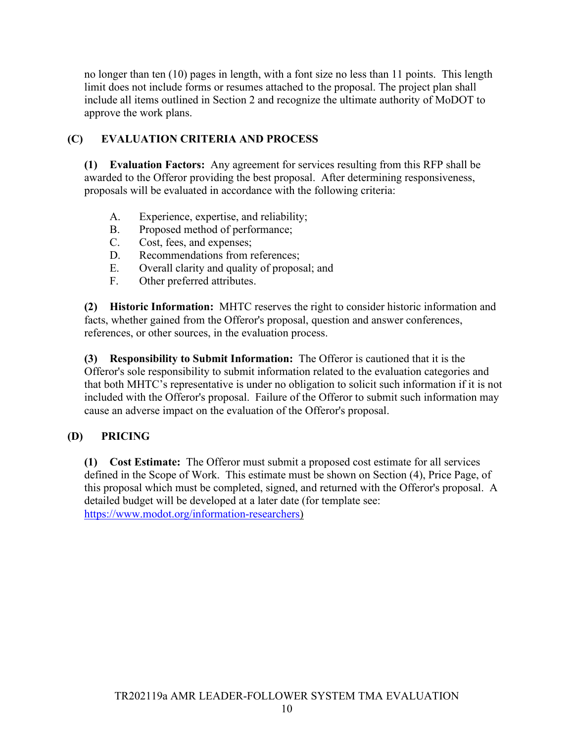no longer than ten (10) pages in length, with a font size no less than 11 points. This length limit does not include forms or resumes attached to the proposal. The project plan shall include all items outlined in Section 2 and recognize the ultimate authority of MoDOT to approve the work plans.

## (C) EVALUATION CRITERIA AND PROCESS

**(1) Evaluation Factors:** Any agreement for services resulting from this RFP shall be awarded to the Offeror providing the best proposal. After determining responsiveness, proposals will be evaluated in accordance with the following criteria:

A. Experience, expertise, and reliability;
B. Proposed method of performance;
C. Cost, fees, and expenses;
D. Recommendations from references;
E. Overall clarity and quality of proposal; and
F. Other preferred attributes.

**(2) Historic Information:** MHTC reserves the right to consider historic information and facts, whether gained from the Offeror's proposal, question and answer conferences, references, or other sources, in the evaluation process.

**(3) Responsibility to Submit Information:** The Offeror is cautioned that it is the Offeror's sole responsibility to submit information related to the evaluation categories and that both MHTC's representative is under no obligation to solicit such information if it is not included with the Offeror's proposal. Failure of the Offeror to submit such information may cause an adverse impact on the evaluation of the Offeror's proposal.

## (D) PRICING

**(1) Cost Estimate:** The Offeror must submit a proposed cost estimate for all services defined in the Scope of Work. This estimate must be shown on Section (4), Price Page, of this proposal which must be completed, signed, and returned with the Offeror's proposal. A detailed budget will be developed at a later date (for template see: https://www.modot.org/information-researchers)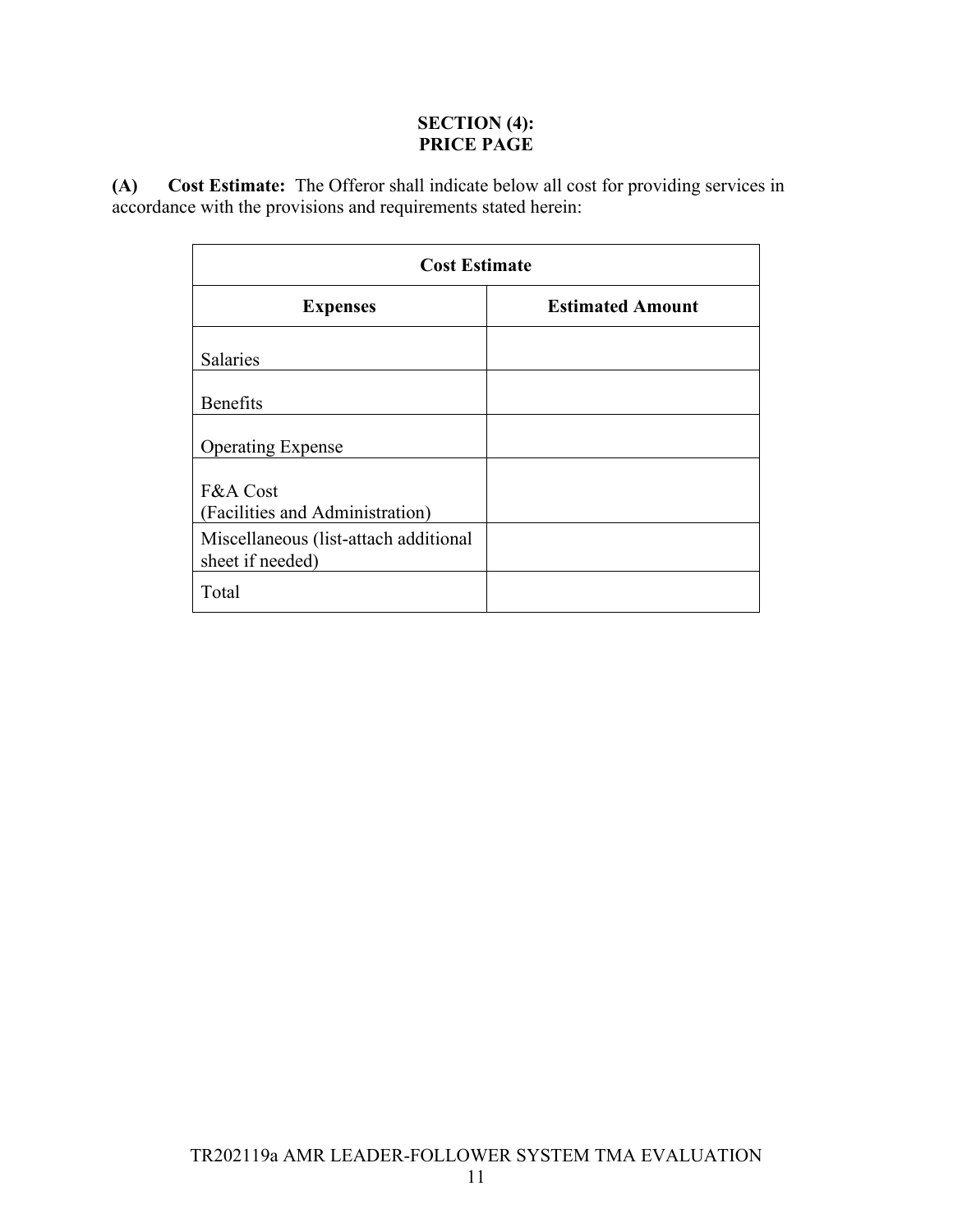## SECTION (4): PRICE PAGE

**(A) Cost Estimate:** The Offeror shall indicate below all cost for providing services in accordance with the provisions and requirements stated herein:

| Cost Estimate | |
|---|---|
| **Expenses** | **Estimated Amount** |
| Salaries | |
| Benefits | |
| Operating Expense | |
| F&A Cost (Facilities and Administration) | |
| Miscellaneous (list-attach additional sheet if needed) | |
| Total | |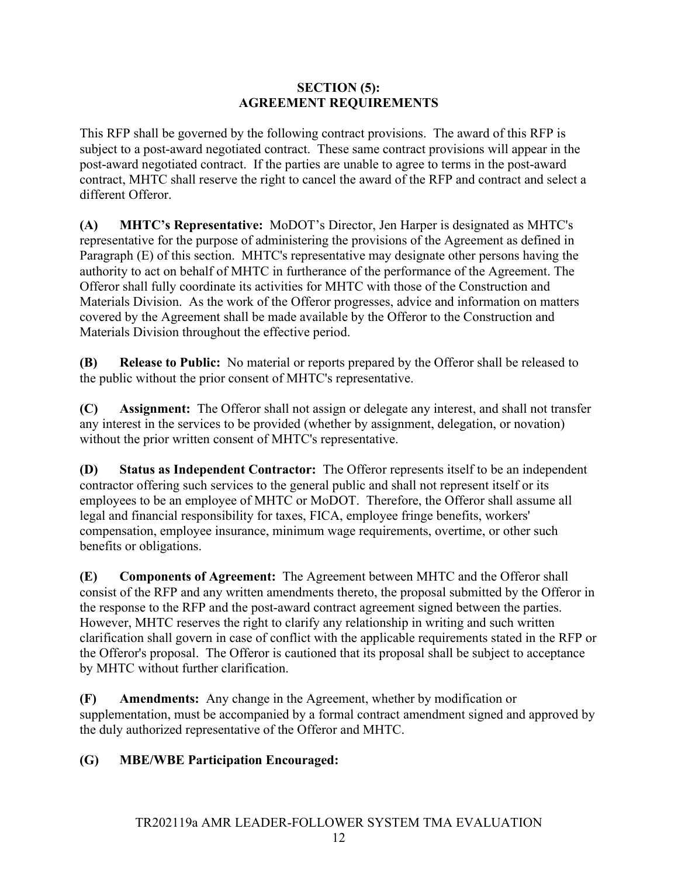## SECTION (5):
## AGREEMENT REQUIREMENTS

This RFP shall be governed by the following contract provisions. The award of this RFP is subject to a post-award negotiated contract. These same contract provisions will appear in the post-award negotiated contract. If the parties are unable to agree to terms in the post-award contract, MHTC shall reserve the right to cancel the award of the RFP and contract and select a different Offeror.

**(A) MHTC's Representative:** MoDOT's Director, Jen Harper is designated as MHTC's representative for the purpose of administering the provisions of the Agreement as defined in Paragraph (E) of this section. MHTC's representative may designate other persons having the authority to act on behalf of MHTC in furtherance of the performance of the Agreement. The Offeror shall fully coordinate its activities for MHTC with those of the Construction and Materials Division. As the work of the Offeror progresses, advice and information on matters covered by the Agreement shall be made available by the Offeror to the Construction and Materials Division throughout the effective period.

**(B) Release to Public:** No material or reports prepared by the Offeror shall be released to the public without the prior consent of MHTC's representative.

**(C) Assignment:** The Offeror shall not assign or delegate any interest, and shall not transfer any interest in the services to be provided (whether by assignment, delegation, or novation) without the prior written consent of MHTC's representative.

**(D) Status as Independent Contractor:** The Offeror represents itself to be an independent contractor offering such services to the general public and shall not represent itself or its employees to be an employee of MHTC or MoDOT. Therefore, the Offeror shall assume all legal and financial responsibility for taxes, FICA, employee fringe benefits, workers' compensation, employee insurance, minimum wage requirements, overtime, or other such benefits or obligations.

**(E) Components of Agreement:** The Agreement between MHTC and the Offeror shall consist of the RFP and any written amendments thereto, the proposal submitted by the Offeror in the response to the RFP and the post-award contract agreement signed between the parties. However, MHTC reserves the right to clarify any relationship in writing and such written clarification shall govern in case of conflict with the applicable requirements stated in the RFP or the Offeror's proposal. The Offeror is cautioned that its proposal shall be subject to acceptance by MHTC without further clarification.

**(F) Amendments:** Any change in the Agreement, whether by modification or supplementation, must be accompanied by a formal contract amendment signed and approved by the duly authorized representative of the Offeror and MHTC.

**(G) MBE/WBE Participation Encouraged:**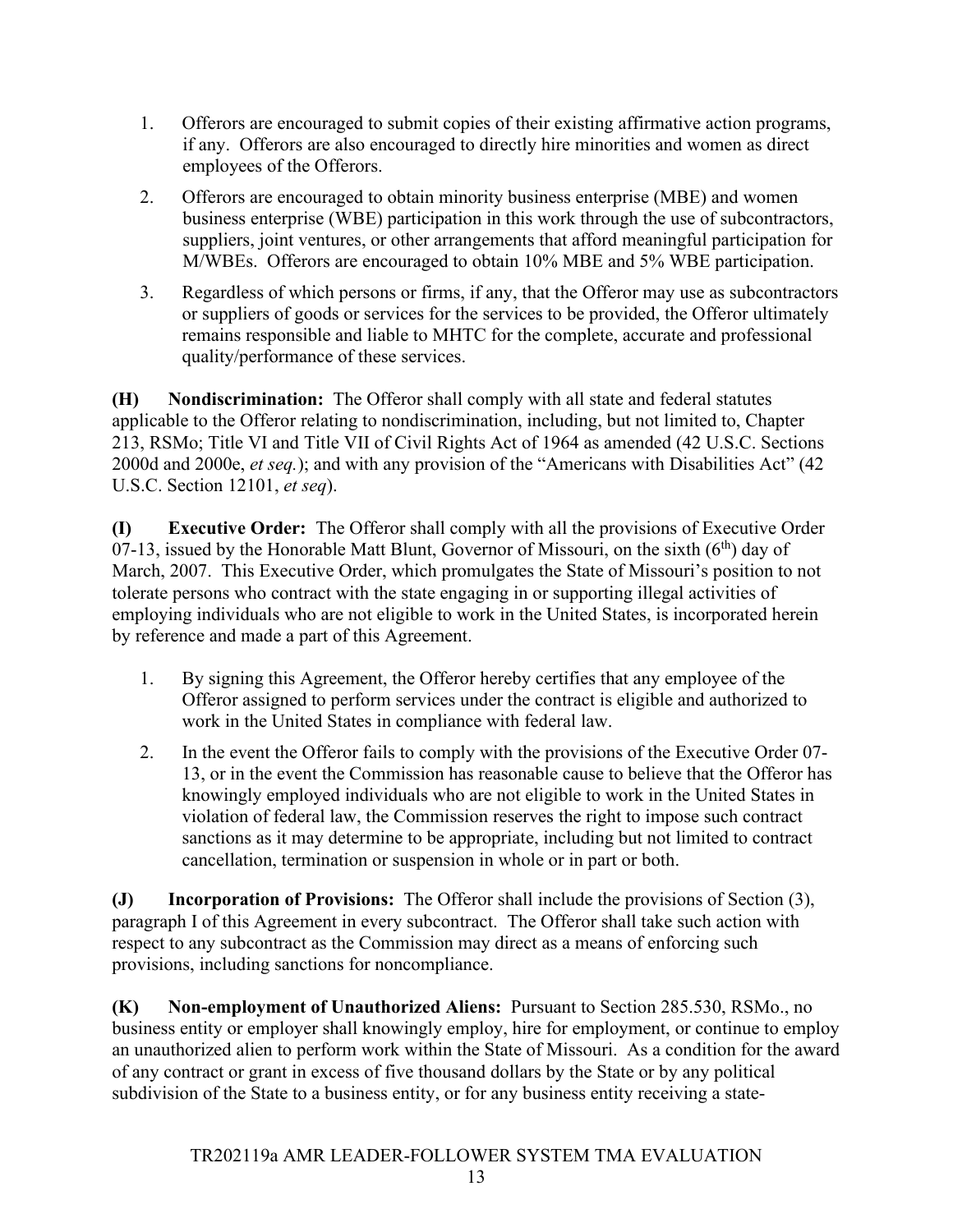1. Offerors are encouraged to submit copies of their existing affirmative action programs, if any. Offerors are also encouraged to directly hire minorities and women as direct employees of the Offerors.
2. Offerors are encouraged to obtain minority business enterprise (MBE) and women business enterprise (WBE) participation in this work through the use of subcontractors, suppliers, joint ventures, or other arrangements that afford meaningful participation for M/WBEs. Offerors are encouraged to obtain 10% MBE and 5% WBE participation.
3. Regardless of which persons or firms, if any, that the Offeror may use as subcontractors or suppliers of goods or services for the services to be provided, the Offeror ultimately remains responsible and liable to MHTC for the complete, accurate and professional quality/performance of these services.

**(H) Nondiscrimination:** The Offeror shall comply with all state and federal statutes applicable to the Offeror relating to nondiscrimination, including, but not limited to, Chapter 213, RSMo; Title VI and Title VII of Civil Rights Act of 1964 as amended (42 U.S.C. Sections 2000d and 2000e, *et seq.*); and with any provision of the "Americans with Disabilities Act" (42 U.S.C. Section 12101, *et seq*).

**(I) Executive Order:** The Offeror shall comply with all the provisions of Executive Order 07-13, issued by the Honorable Matt Blunt, Governor of Missouri, on the sixth (6th) day of March, 2007. This Executive Order, which promulgates the State of Missouri's position to not tolerate persons who contract with the state engaging in or supporting illegal activities of employing individuals who are not eligible to work in the United States, is incorporated herein by reference and made a part of this Agreement.

1. By signing this Agreement, the Offeror hereby certifies that any employee of the Offeror assigned to perform services under the contract is eligible and authorized to work in the United States in compliance with federal law.
2. In the event the Offeror fails to comply with the provisions of the Executive Order 07-13, or in the event the Commission has reasonable cause to believe that the Offeror has knowingly employed individuals who are not eligible to work in the United States in violation of federal law, the Commission reserves the right to impose such contract sanctions as it may determine to be appropriate, including but not limited to contract cancellation, termination or suspension in whole or in part or both.

**(J) Incorporation of Provisions:** The Offeror shall include the provisions of Section (3), paragraph I of this Agreement in every subcontract. The Offeror shall take such action with respect to any subcontract as the Commission may direct as a means of enforcing such provisions, including sanctions for noncompliance.

**(K) Non-employment of Unauthorized Aliens:** Pursuant to Section 285.530, RSMo., no business entity or employer shall knowingly employ, hire for employment, or continue to employ an unauthorized alien to perform work within the State of Missouri. As a condition for the award of any contract or grant in excess of five thousand dollars by the State or by any political subdivision of the State to a business entity, or for any business entity receiving a state-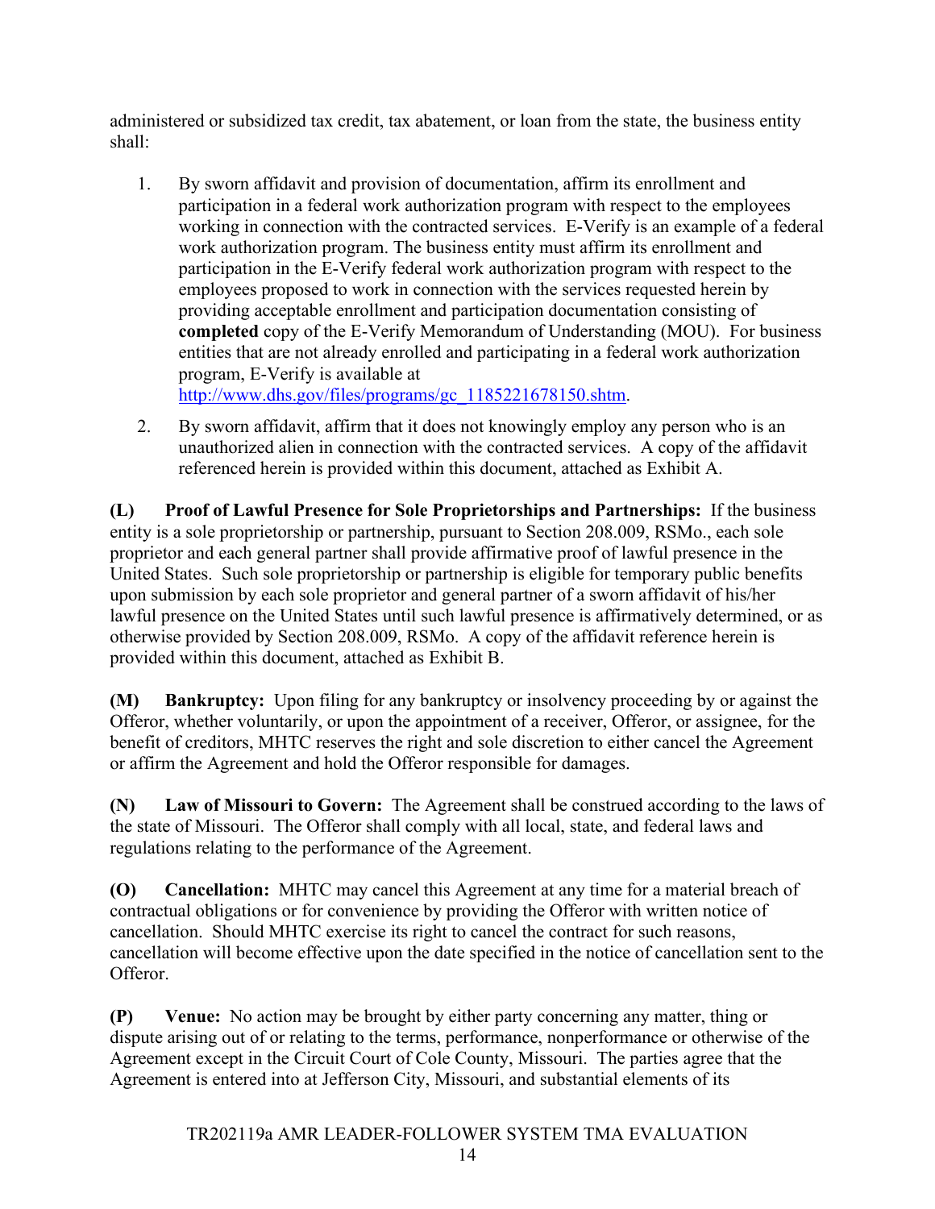administered or subsidized tax credit, tax abatement, or loan from the state, the business entity shall:

1. By sworn affidavit and provision of documentation, affirm its enrollment and participation in a federal work authorization program with respect to the employees working in connection with the contracted services. E-Verify is an example of a federal work authorization program. The business entity must affirm its enrollment and participation in the E-Verify federal work authorization program with respect to the employees proposed to work in connection with the services requested herein by providing acceptable enrollment and participation documentation consisting of **completed** copy of the E-Verify Memorandum of Understanding (MOU). For business entities that are not already enrolled and participating in a federal work authorization program, E-Verify is available at http://www.dhs.gov/files/programs/gc_1185221678150.shtm.

2. By sworn affidavit, affirm that it does not knowingly employ any person who is an unauthorized alien in connection with the contracted services. A copy of the affidavit referenced herein is provided within this document, attached as Exhibit A.

**(L) Proof of Lawful Presence for Sole Proprietorships and Partnerships:** If the business entity is a sole proprietorship or partnership, pursuant to Section 208.009, RSMo., each sole proprietor and each general partner shall provide affirmative proof of lawful presence in the United States. Such sole proprietorship or partnership is eligible for temporary public benefits upon submission by each sole proprietor and general partner of a sworn affidavit of his/her lawful presence on the United States until such lawful presence is affirmatively determined, or as otherwise provided by Section 208.009, RSMo. A copy of the affidavit reference herein is provided within this document, attached as Exhibit B.

**(M) Bankruptcy:** Upon filing for any bankruptcy or insolvency proceeding by or against the Offeror, whether voluntarily, or upon the appointment of a receiver, Offeror, or assignee, for the benefit of creditors, MHTC reserves the right and sole discretion to either cancel the Agreement or affirm the Agreement and hold the Offeror responsible for damages.

**(N) Law of Missouri to Govern:** The Agreement shall be construed according to the laws of the state of Missouri. The Offeror shall comply with all local, state, and federal laws and regulations relating to the performance of the Agreement.

**(O) Cancellation:** MHTC may cancel this Agreement at any time for a material breach of contractual obligations or for convenience by providing the Offeror with written notice of cancellation. Should MHTC exercise its right to cancel the contract for such reasons, cancellation will become effective upon the date specified in the notice of cancellation sent to the Offeror.

**(P) Venue:** No action may be brought by either party concerning any matter, thing or dispute arising out of or relating to the terms, performance, nonperformance or otherwise of the Agreement except in the Circuit Court of Cole County, Missouri. The parties agree that the Agreement is entered into at Jefferson City, Missouri, and substantial elements of its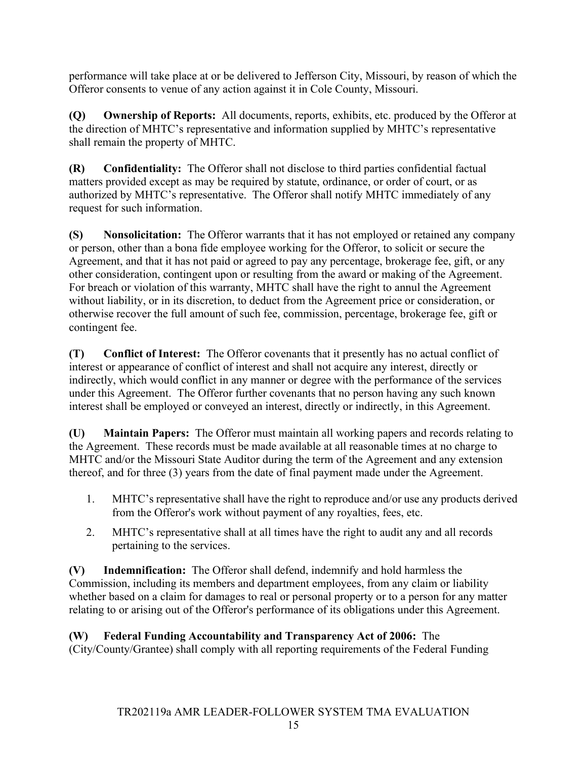performance will take place at or be delivered to Jefferson City, Missouri, by reason of which the Offeror consents to venue of any action against it in Cole County, Missouri.

**(Q) Ownership of Reports:** All documents, reports, exhibits, etc. produced by the Offeror at the direction of MHTC's representative and information supplied by MHTC's representative shall remain the property of MHTC.

**(R) Confidentiality:** The Offeror shall not disclose to third parties confidential factual matters provided except as may be required by statute, ordinance, or order of court, or as authorized by MHTC's representative. The Offeror shall notify MHTC immediately of any request for such information.

**(S) Nonsolicitation:** The Offeror warrants that it has not employed or retained any company or person, other than a bona fide employee working for the Offeror, to solicit or secure the Agreement, and that it has not paid or agreed to pay any percentage, brokerage fee, gift, or any other consideration, contingent upon or resulting from the award or making of the Agreement. For breach or violation of this warranty, MHTC shall have the right to annul the Agreement without liability, or in its discretion, to deduct from the Agreement price or consideration, or otherwise recover the full amount of such fee, commission, percentage, brokerage fee, gift or contingent fee.

**(T) Conflict of Interest:** The Offeror covenants that it presently has no actual conflict of interest or appearance of conflict of interest and shall not acquire any interest, directly or indirectly, which would conflict in any manner or degree with the performance of the services under this Agreement. The Offeror further covenants that no person having any such known interest shall be employed or conveyed an interest, directly or indirectly, in this Agreement.

**(U) Maintain Papers:** The Offeror must maintain all working papers and records relating to the Agreement. These records must be made available at all reasonable times at no charge to MHTC and/or the Missouri State Auditor during the term of the Agreement and any extension thereof, and for three (3) years from the date of final payment made under the Agreement.

1. MHTC's representative shall have the right to reproduce and/or use any products derived from the Offeror's work without payment of any royalties, fees, etc.
2. MHTC's representative shall at all times have the right to audit any and all records pertaining to the services.

**(V) Indemnification:** The Offeror shall defend, indemnify and hold harmless the Commission, including its members and department employees, from any claim or liability whether based on a claim for damages to real or personal property or to a person for any matter relating to or arising out of the Offeror's performance of its obligations under this Agreement.

**(W) Federal Funding Accountability and Transparency Act of 2006:** The (City/County/Grantee) shall comply with all reporting requirements of the Federal Funding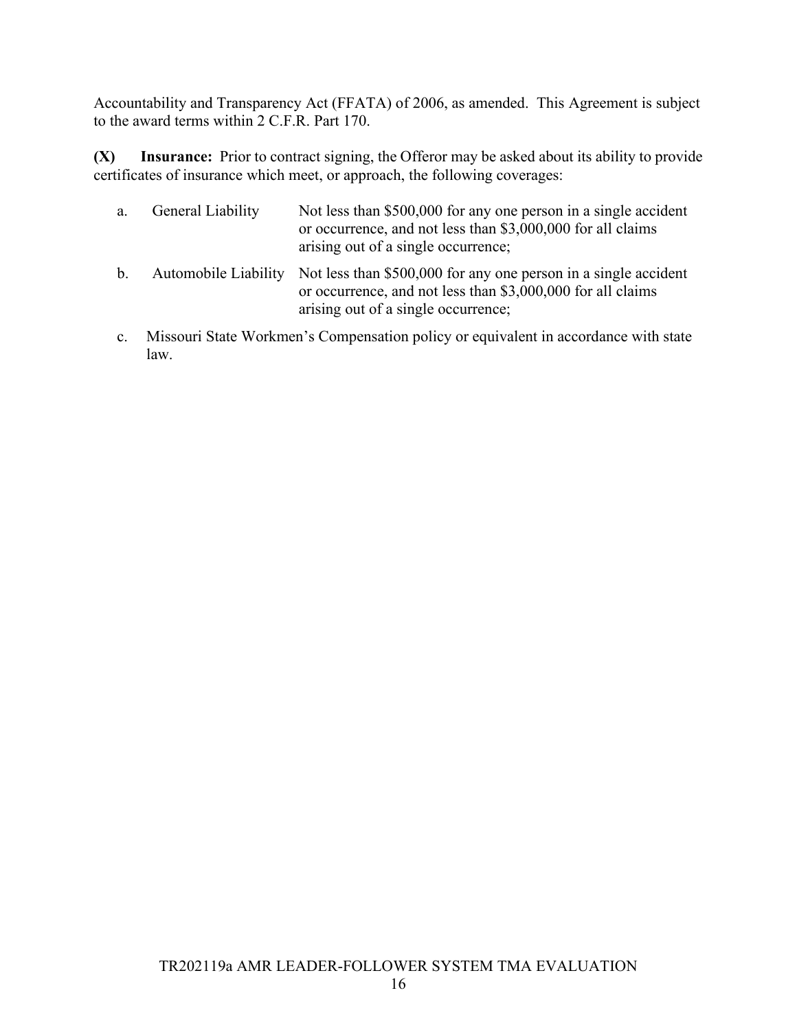Accountability and Transparency Act (FFATA) of 2006, as amended. This Agreement is subject to the award terms within 2 C.F.R. Part 170.

**(X) Insurance:** Prior to contract signing, the Offeror may be asked about its ability to provide certificates of insurance which meet, or approach, the following coverages:

a. General Liability — Not less than $500,000 for any one person in a single accident or occurrence, and not less than $3,000,000 for all claims arising out of a single occurrence;

b. Automobile Liability — Not less than $500,000 for any one person in a single accident or occurrence, and not less than $3,000,000 for all claims arising out of a single occurrence;

c. Missouri State Workmen's Compensation policy or equivalent in accordance with state law.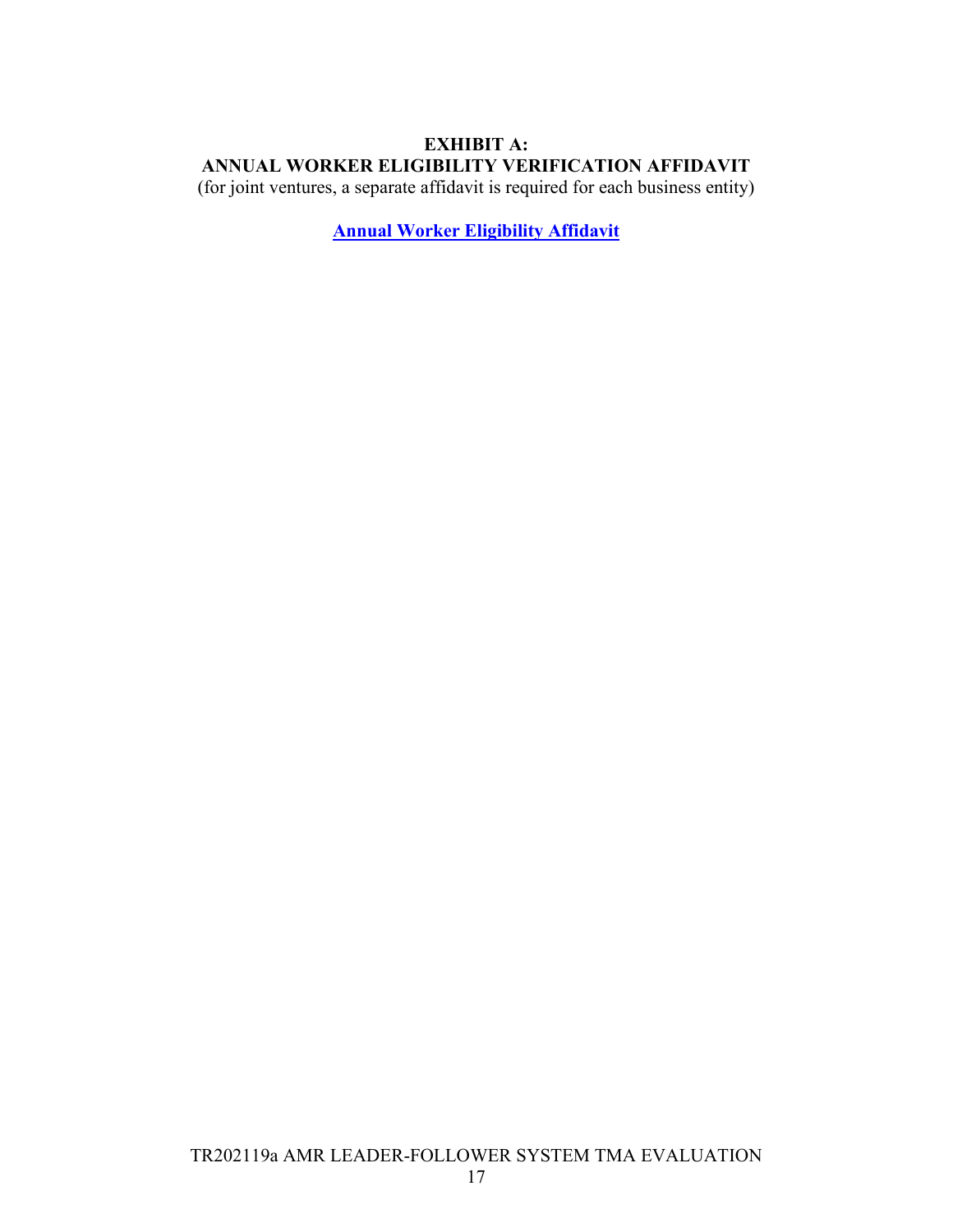**EXHIBIT A:**
**ANNUAL WORKER ELIGIBILITY VERIFICATION AFFIDAVIT**
(for joint ventures, a separate affidavit is required for each business entity)

**Annual Worker Eligibility Affidavit**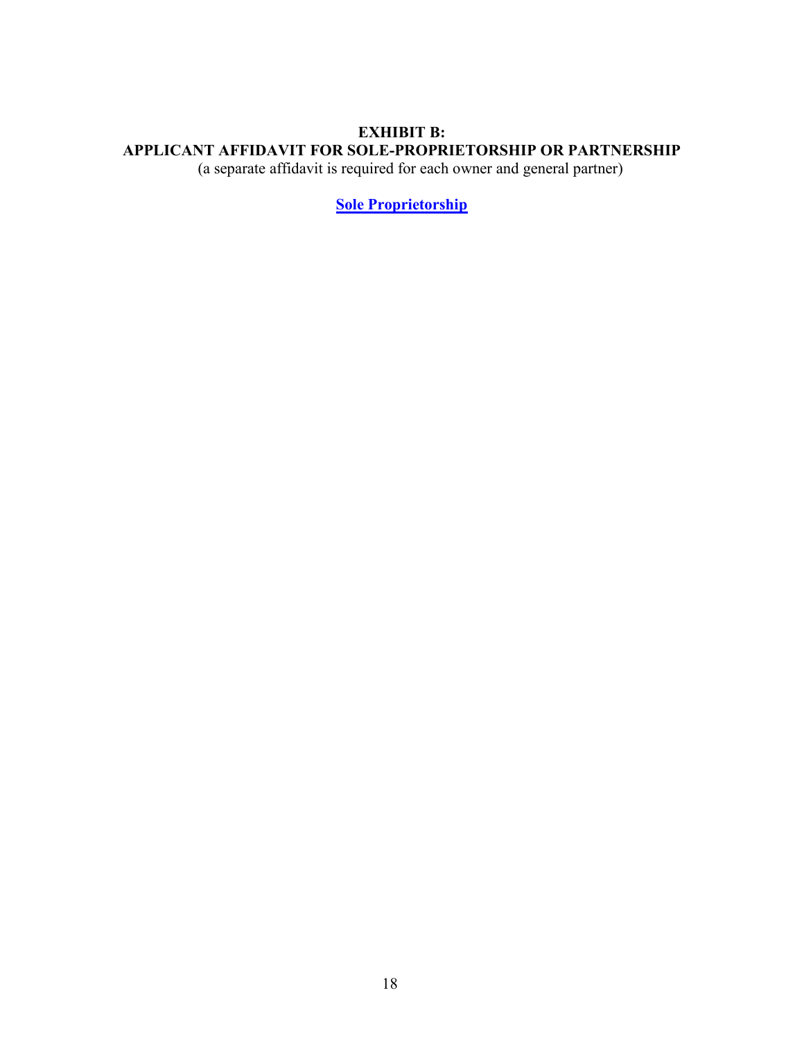**EXHIBIT B:**
**APPLICANT AFFIDAVIT FOR SOLE-PROPRIETORSHIP OR PARTNERSHIP**
(a separate affidavit is required for each owner and general partner)

**Sole Proprietorship**